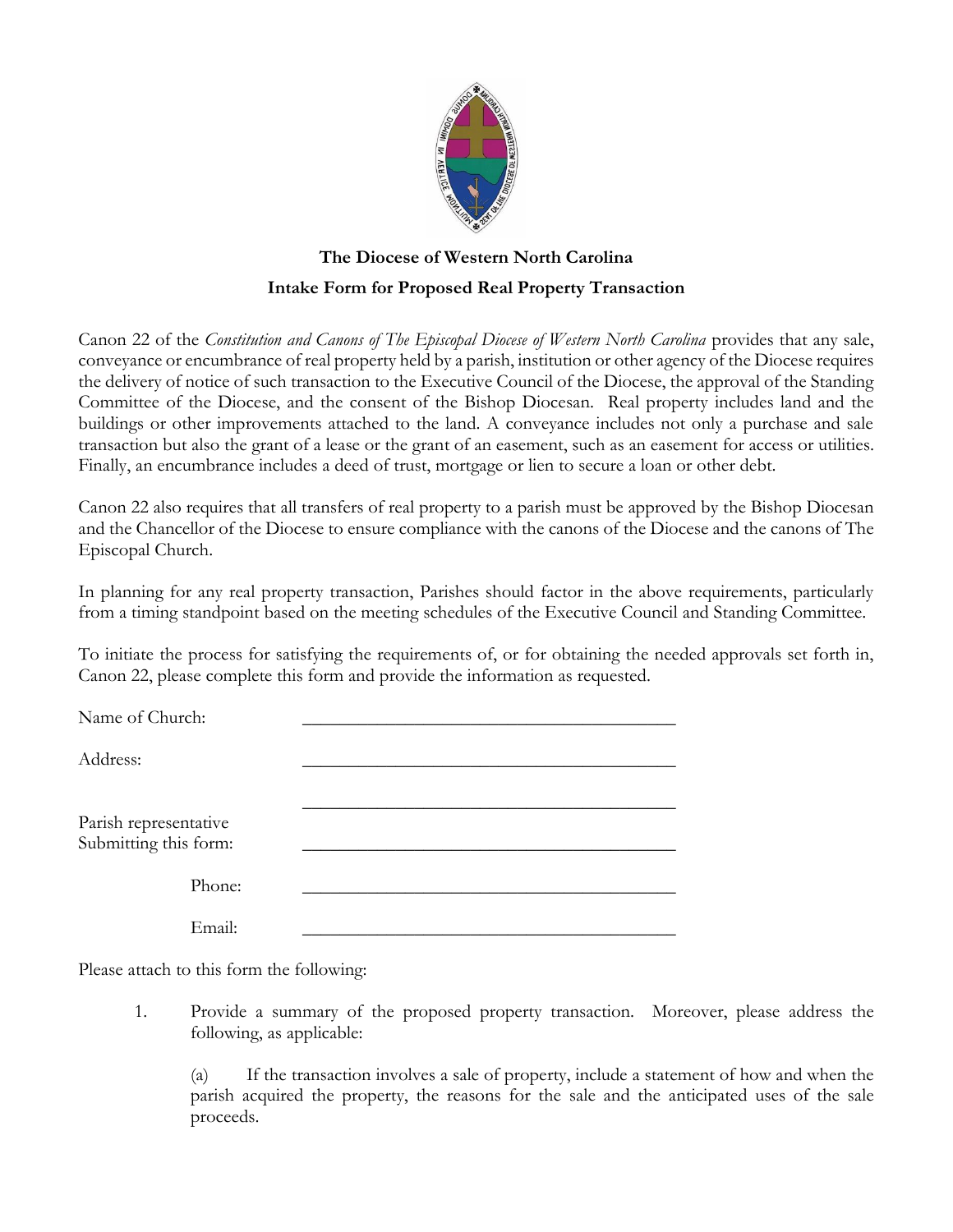**The Diocese of Western North Carolina**

**Intake Form for Proposed Real Property Transaction**

Canon 22 of the *Constitution and Canons of The Episcopal Diocese of Western North Carolina* provides that any sale, conveyance or encumbrance of real property held by a parish, institution or other agency of the Diocese requires the delivery of notice of such transaction to the Executive Council of the Diocese, the approval of the Standing Committee of the Diocese, and the consent of the Bishop Diocesan. Real property includes land and the buildings or other improvements attached to the land. A conveyance includes not only a purchase and sale transaction but also the grant of a lease or the grant of an easement, such as an easement for access or utilities. Finally, an encumbrance includes a deed of trust, mortgage or lien to secure a loan or other debt.

Canon 22 also requires that all transfers of real property to a parish must be approved by the Bishop Diocesan and the Chancellor of the Diocese to ensure compliance with the canons of the Diocese and the canons of The Episcopal Church.

In planning for any real property transaction, Parishes should factor in the above requirements, particularly from a timing standpoint based on the meeting schedules of the Executive Council and Standing Committee.

To initiate the process for satisfying the requirements of, or for obtaining the needed approvals set forth in, Canon 22, please complete this form and provide the information as requested.

Name of Church: ________________________________________

Address: ________________________________________

________________________________________

Parish representative Submitting this form: ________________________________________

Phone: ________________________________________

Email: ________________________________________

Please attach to this form the following:

1. Provide a summary of the proposed property transaction. Moreover, please address the following, as applicable:

   (a) If the transaction involves a sale of property, include a statement of how and when the parish acquired the property, the reasons for the sale and the anticipated uses of the sale proceeds.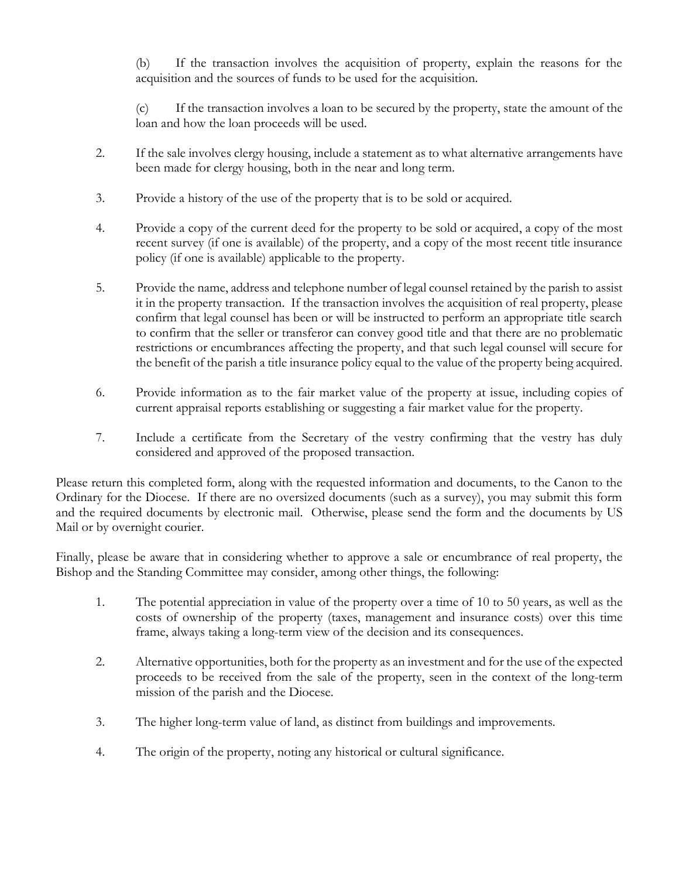(b) If the transaction involves the acquisition of property, explain the reasons for the acquisition and the sources of funds to be used for the acquisition.

(c) If the transaction involves a loan to be secured by the property, state the amount of the loan and how the loan proceeds will be used.

2. If the sale involves clergy housing, include a statement as to what alternative arrangements have been made for clergy housing, both in the near and long term.

3. Provide a history of the use of the property that is to be sold or acquired.

4. Provide a copy of the current deed for the property to be sold or acquired, a copy of the most recent survey (if one is available) of the property, and a copy of the most recent title insurance policy (if one is available) applicable to the property.

5. Provide the name, address and telephone number of legal counsel retained by the parish to assist it in the property transaction. If the transaction involves the acquisition of real property, please confirm that legal counsel has been or will be instructed to perform an appropriate title search to confirm that the seller or transferor can convey good title and that there are no problematic restrictions or encumbrances affecting the property, and that such legal counsel will secure for the benefit of the parish a title insurance policy equal to the value of the property being acquired.

6. Provide information as to the fair market value of the property at issue, including copies of current appraisal reports establishing or suggesting a fair market value for the property.

7. Include a certificate from the Secretary of the vestry confirming that the vestry has duly considered and approved of the proposed transaction.

Please return this completed form, along with the requested information and documents, to the Canon to the Ordinary for the Diocese. If there are no oversized documents (such as a survey), you may submit this form and the required documents by electronic mail. Otherwise, please send the form and the documents by US Mail or by overnight courier.

Finally, please be aware that in considering whether to approve a sale or encumbrance of real property, the Bishop and the Standing Committee may consider, among other things, the following:

1. The potential appreciation in value of the property over a time of 10 to 50 years, as well as the costs of ownership of the property (taxes, management and insurance costs) over this time frame, always taking a long-term view of the decision and its consequences.

2. Alternative opportunities, both for the property as an investment and for the use of the expected proceeds to be received from the sale of the property, seen in the context of the long-term mission of the parish and the Diocese.

3. The higher long-term value of land, as distinct from buildings and improvements.

4. The origin of the property, noting any historical or cultural significance.